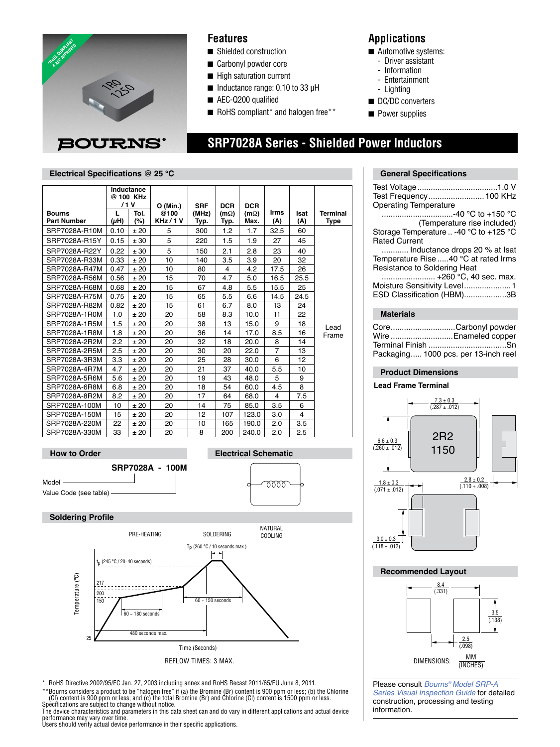# SRP7028A Series - Shielded Power Inductors

## Features

- Shielded construction
- Carbonyl powder core
- High saturation current
- Inductance range: 0.10 to 33 µH
- AEC-Q200 qualified
- RoHS compliant* and halogen free**

## Applications

- Automotive systems:
  - Driver assistant
  - Information
  - Entertainment
  - Lighting
- DC/DC converters
- Power supplies

## Electrical Specifications @ 25 °C

| Bourns Part Number | Inductance @ 100 KHz / 1 V L (µH) | Tol. (%) | Q (Min.) @100 KHz / 1 V | SRF (MHz) Typ. | DCR (mΩ) Typ. | DCR (mΩ) Max. | Irms (A) | Isat (A) | Terminal Type |
|---|---|---|---|---|---|---|---|---|---|
| SRP7028A-R10M | 0.10 | ± 20 | 5 | 300 | 1.2 | 1.7 | 32.5 | 60 | Lead Frame |
| SRP7028A-R15Y | 0.15 | ± 30 | 5 | 220 | 1.5 | 1.9 | 27 | 45 | |
| SRP7028A-R22Y | 0.22 | ± 30 | 5 | 150 | 2.1 | 2.8 | 23 | 40 | |
| SRP7028A-R33M | 0.33 | ± 20 | 10 | 140 | 3.5 | 3.9 | 20 | 32 | |
| SRP7028A-R47M | 0.47 | ± 20 | 10 | 80 | 4 | 4.2 | 17.5 | 26 | |
| SRP7028A-R56M | 0.56 | ± 20 | 15 | 70 | 4.7 | 5.0 | 16.5 | 25.5 | |
| SRP7028A-R68M | 0.68 | ± 20 | 15 | 67 | 4.8 | 5.5 | 15.5 | 25 | |
| SRP7028A-R75M | 0.75 | ± 20 | 15 | 65 | 5.5 | 6.6 | 14.5 | 24.5 | |
| SRP7028A-R82M | 0.82 | ± 20 | 15 | 61 | 6.7 | 8.0 | 13 | 24 | |
| SRP7028A-1R0M | 1.0 | ± 20 | 20 | 58 | 8.3 | 10.0 | 11 | 22 | |
| SRP7028A-1R5M | 1.5 | ± 20 | 20 | 38 | 13 | 15.0 | 9 | 18 | |
| SRP7028A-1R8M | 1.8 | ± 20 | 20 | 36 | 14 | 17.0 | 8.5 | 16 | |
| SRP7028A-2R2M | 2.2 | ± 20 | 20 | 32 | 18 | 20.0 | 8 | 14 | |
| SRP7028A-2R5M | 2.5 | ± 20 | 20 | 30 | 20 | 22.0 | 7 | 13 | |
| SRP7028A-3R3M | 3.3 | ± 20 | 20 | 25 | 28 | 30.0 | 6 | 12 | |
| SRP7028A-4R7M | 4.7 | ± 20 | 20 | 21 | 37 | 40.0 | 5.5 | 10 | |
| SRP7028A-5R6M | 5.6 | ± 20 | 20 | 19 | 43 | 48.0 | 5 | 9 | |
| SRP7028A-6R8M | 6.8 | ± 20 | 20 | 18 | 54 | 60.0 | 4.5 | 8 | |
| SRP7028A-8R2M | 8.2 | ± 20 | 20 | 17 | 64 | 68.0 | 4 | 7.5 | |
| SRP7028A-100M | 10 | ± 20 | 20 | 14 | 75 | 85.0 | 3.5 | 6 | |
| SRP7028A-150M | 15 | ± 20 | 20 | 12 | 107 | 123.0 | 3.0 | 4 | |
| SRP7028A-220M | 22 | ± 20 | 20 | 10 | 165 | 190.0 | 2.0 | 3.5 | |
| SRP7028A-330M | 33 | ± 20 | 20 | 8 | 200 | 240.0 | 2.0 | 2.5 | |

## General Specifications

Test Voltage ....................................1.0 V
Test Frequency .........................100 KHz
Operating Temperature
................................-40 °C to +150 °C
(Temperature rise included)
Storage Temperature .. -40 °C to +125 °C
Rated Current
............ Inductance drops 20 % at Isat
Temperature Rise .....40 °C at rated Irms
Resistance to Soldering Heat
........................ +260 °C, 40 sec. max.
Moisture Sensitivity Level.....................1
ESD Classification (HBM)...................3B

## Materials

Core.............................Carbonyl powder
Wire ............................Enameled copper
Terminal Finish ...................................Sn
Packaging..... 1000 pcs. per 13-inch reel

## Product Dimensions

**Lead Frame Terminal**

7.3 ± 0.3 (.287 ± .012)
6.6 ± 0.3 (.260 ± .012)
1.8 ± 0.3 (.071 ± .012)
2.8 ± 0.2 (.110 ± .008)
3.0 ± 0.3 (.118 ± .012)

2R2
1150

## Recommended Layout

8.4 (.331)
3.5 (.138)
2.5 (.098)

DIMENSIONS: MM (INCHES)

## How to Order

**SRP7028A - 100M**

Model
Value Code (see table)

## Electrical Schematic

## Soldering Profile

PRE-HEATING — SOLDERING — NATURAL COOLING

$T_P$ (260 °C / 10 seconds max.)
$t_p$ (245 °C / 20–40 seconds)

Temperature (°C): 25, 150, 200, 217

60 – 180 seconds
60 – 150 seconds
480 seconds max.

Time (Seconds)

REFLOW TIMES: 3 MAX.

Please consult *Bourns® Model SRP-A Series Visual Inspection Guide* for detailed construction, processing and testing information.

\* RoHS Directive 2002/95/EC Jan. 27, 2003 including annex and RoHS Recast 2011/65/EU June 8, 2011.
\*\*Bourns considers a product to be "halogen free" if (a) the Bromine (Br) content is 900 ppm or less; (b) the Chlorine (Cl) content is 900 ppm or less; and (c) the total Bromine (Br) and Chlorine (Cl) content is 1500 ppm or less.
Specifications are subject to change without notice.
The device characteristics and parameters in this data sheet can and do vary in different applications and actual device performance may vary over time.
Users should verify actual device performance in their specific applications.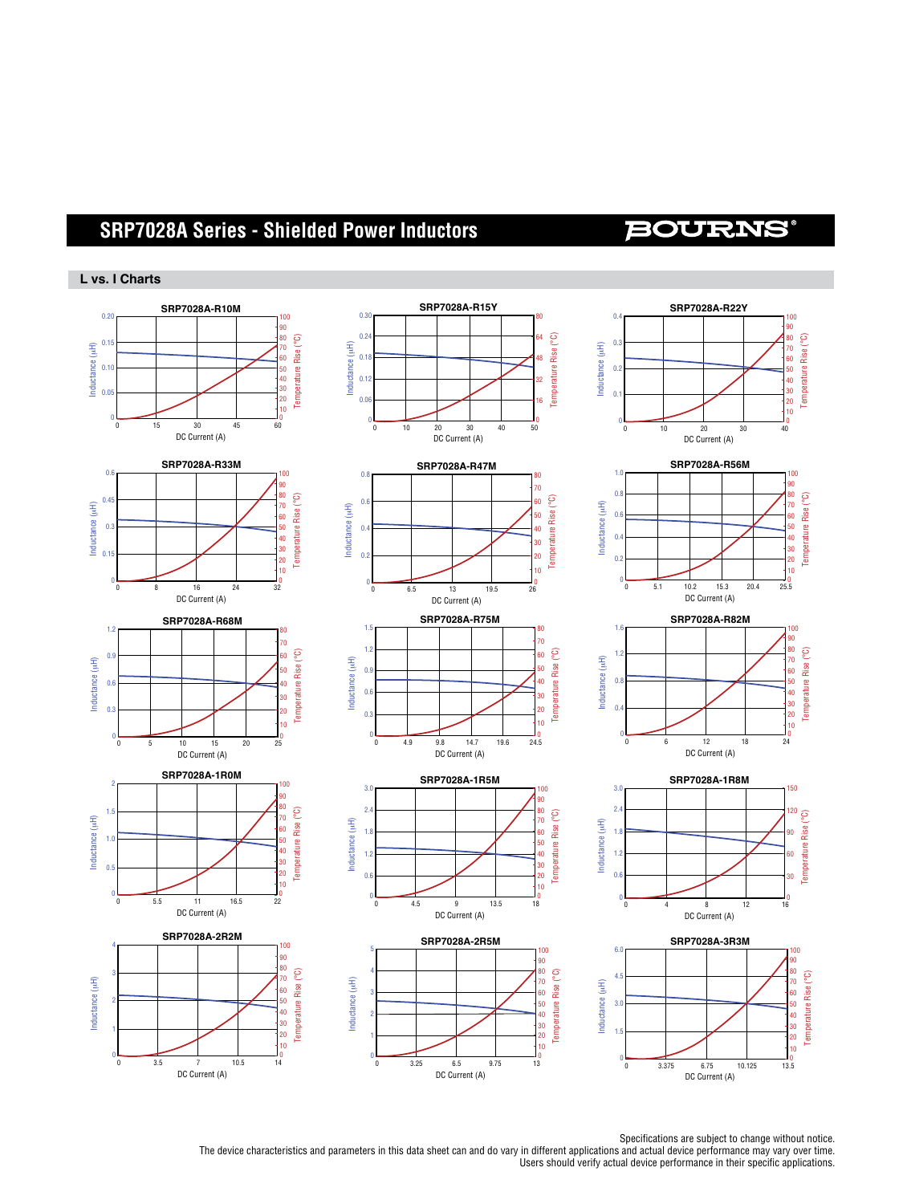# SRP7028A Series - Shielded Power Inductors

## L vs. I Charts

**SRP7028A-R10M**

**SRP7028A-R15Y**

**SRP7028A-R22Y**

**SRP7028A-R33M**

**SRP7028A-R47M**

**SRP7028A-R56M**

**SRP7028A-R68M**

**SRP7028A-R75M**

**SRP7028A-R82M**

**SRP7028A-1R0M**

**SRP7028A-1R5M**

**SRP7028A-1R8M**

**SRP7028A-2R2M**

**SRP7028A-2R5M**

**SRP7028A-3R3M**

Specifications are subject to change without notice.
The device characteristics and parameters in this data sheet can and do vary in different applications and actual device performance may vary over time.
Users should verify actual device performance in their specific applications.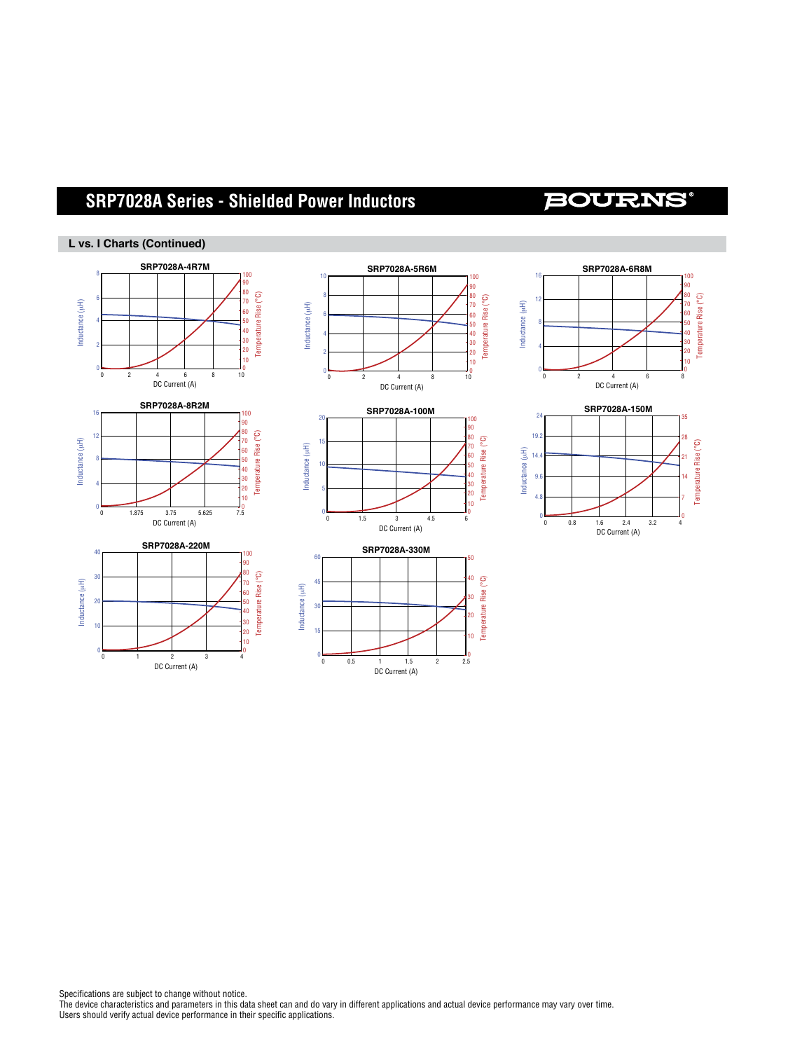# SRP7028A Series - Shielded Power Inductors

## L vs. I Charts (Continued)

SRP7028A-4R7M

SRP7028A-5R6M

SRP7028A-6R8M

SRP7028A-8R2M

SRP7028A-100M

SRP7028A-150M

SRP7028A-220M

SRP7028A-330M

Specifications are subject to change without notice.
The device characteristics and parameters in this data sheet can and do vary in different applications and actual device performance may vary over time.
Users should verify actual device performance in their specific applications.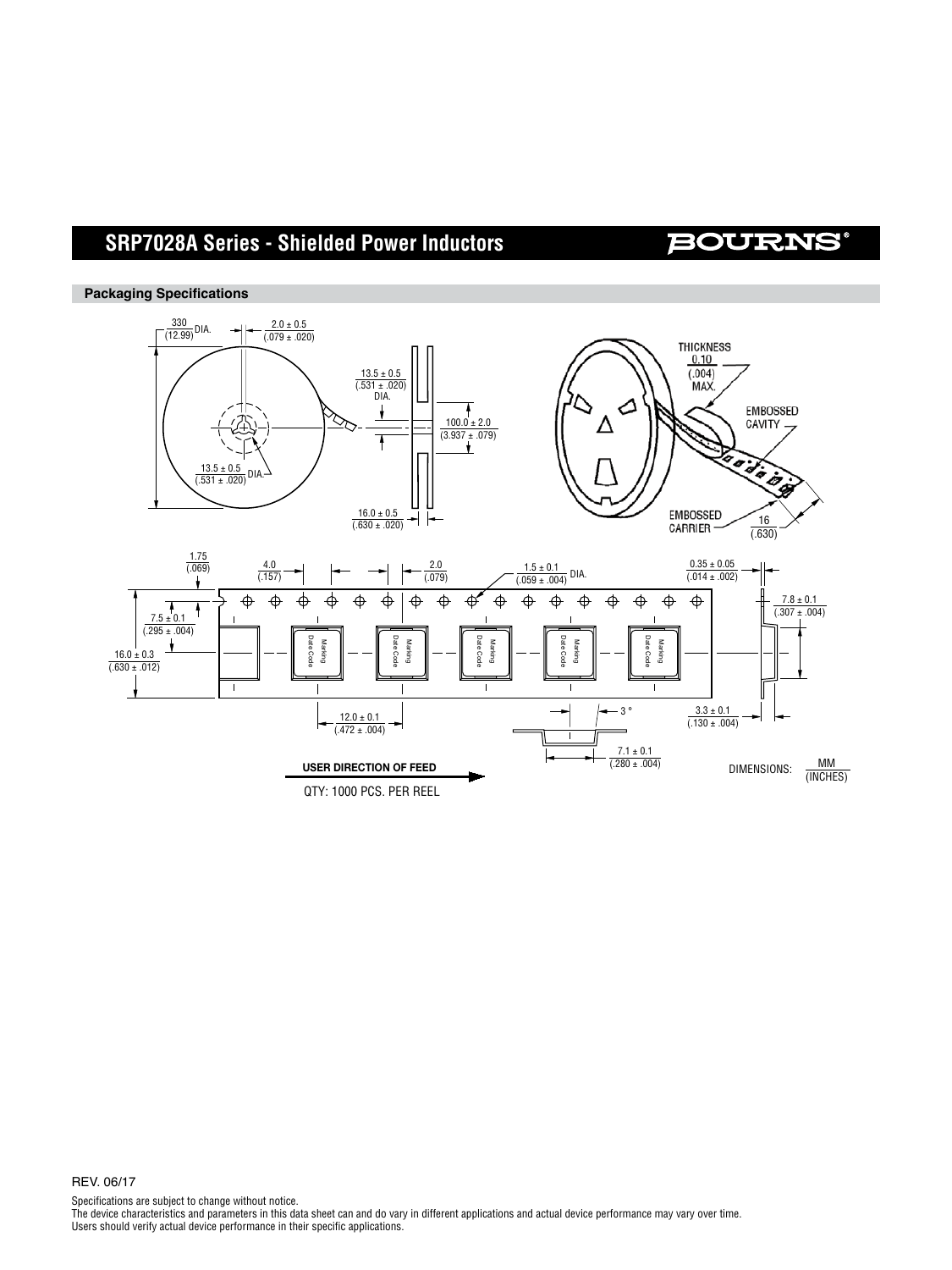## Packaging Specifications

330 (12.99) DIA.

2.0 ± 0.5 (.079 ± .020)

13.5 ± 0.5 (.531 ± .020) DIA.

100.0 ± 2.0 (3.937 ± .079)

13.5 ± 0.5 (.531 ± .020) DIA.

16.0 ± 0.5 (.630 ± .020)

THICKNESS 0.10 (.004) MAX.

EMBOSSED CAVITY

EMBOSSED CARRIER

16 (.630)

1.75 (.069)

4.0 (.157)

2.0 (.079)

1.5 ± 0.1 (.059 ± .004) DIA.

0.35 ± 0.05 (.014 ± .002)

7.8 ± 0.1 (.307 ± .004)

7.5 ± 0.1 (.295 ± .004)

16.0 ± 0.3 (.630 ± .012)

Marking Date Code

12.0 ± 0.1 (.472 ± .004)

3 °

3.3 ± 0.1 (.130 ± .004)

7.1 ± 0.1 (.280 ± .004)

**USER DIRECTION OF FEED**

QTY: 1000 PCS. PER REEL

DIMENSIONS: MM (INCHES)

REV. 06/17

Specifications are subject to change without notice.
The device characteristics and parameters in this data sheet can and do vary in different applications and actual device performance may vary over time.
Users should verify actual device performance in their specific applications.